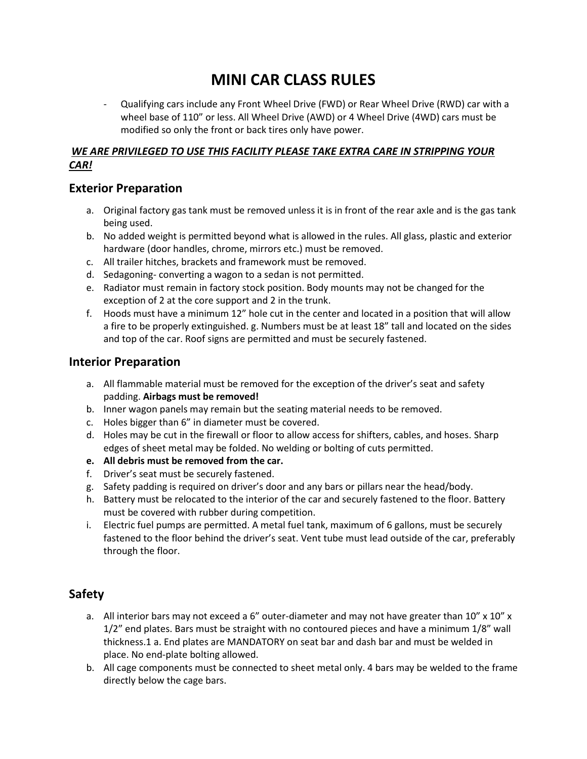# MINI CAR CLASS RULES

- Qualifying cars include any Front Wheel Drive (FWD) or Rear Wheel Drive (RWD) car with a wheel base of 110" or less. All Wheel Drive (AWD) or 4 Wheel Drive (4WD) cars must be modified so only the front or back tires only have power.

***WE ARE PRIVILEGED TO USE THIS FACILITY PLEASE TAKE EXTRA CARE IN STRIPPING YOUR CAR!***

## Exterior Preparation

a. Original factory gas tank must be removed unless it is in front of the rear axle and is the gas tank being used.
b. No added weight is permitted beyond what is allowed in the rules. All glass, plastic and exterior hardware (door handles, chrome, mirrors etc.) must be removed.
c. All trailer hitches, brackets and framework must be removed.
d. Sedagoning- converting a wagon to a sedan is not permitted.
e. Radiator must remain in factory stock position. Body mounts may not be changed for the exception of 2 at the core support and 2 in the trunk.
f. Hoods must have a minimum 12" hole cut in the center and located in a position that will allow a fire to be properly extinguished. g. Numbers must be at least 18" tall and located on the sides and top of the car. Roof signs are permitted and must be securely fastened.

## Interior Preparation

a. All flammable material must be removed for the exception of the driver's seat and safety padding. **Airbags must be removed!**
b. Inner wagon panels may remain but the seating material needs to be removed.
c. Holes bigger than 6" in diameter must be covered.
d. Holes may be cut in the firewall or floor to allow access for shifters, cables, and hoses. Sharp edges of sheet metal may be folded. No welding or bolting of cuts permitted.
**e. All debris must be removed from the car.**
f. Driver's seat must be securely fastened.
g. Safety padding is required on driver's door and any bars or pillars near the head/body.
h. Battery must be relocated to the interior of the car and securely fastened to the floor. Battery must be covered with rubber during competition.
i. Electric fuel pumps are permitted. A metal fuel tank, maximum of 6 gallons, must be securely fastened to the floor behind the driver's seat. Vent tube must lead outside of the car, preferably through the floor.

## Safety

a. All interior bars may not exceed a 6" outer-diameter and may not have greater than 10" x 10" x 1/2" end plates. Bars must be straight with no contoured pieces and have a minimum 1/8" wall thickness.1 a. End plates are MANDATORY on seat bar and dash bar and must be welded in place. No end-plate bolting allowed.
b. All cage components must be connected to sheet metal only. 4 bars may be welded to the frame directly below the cage bars.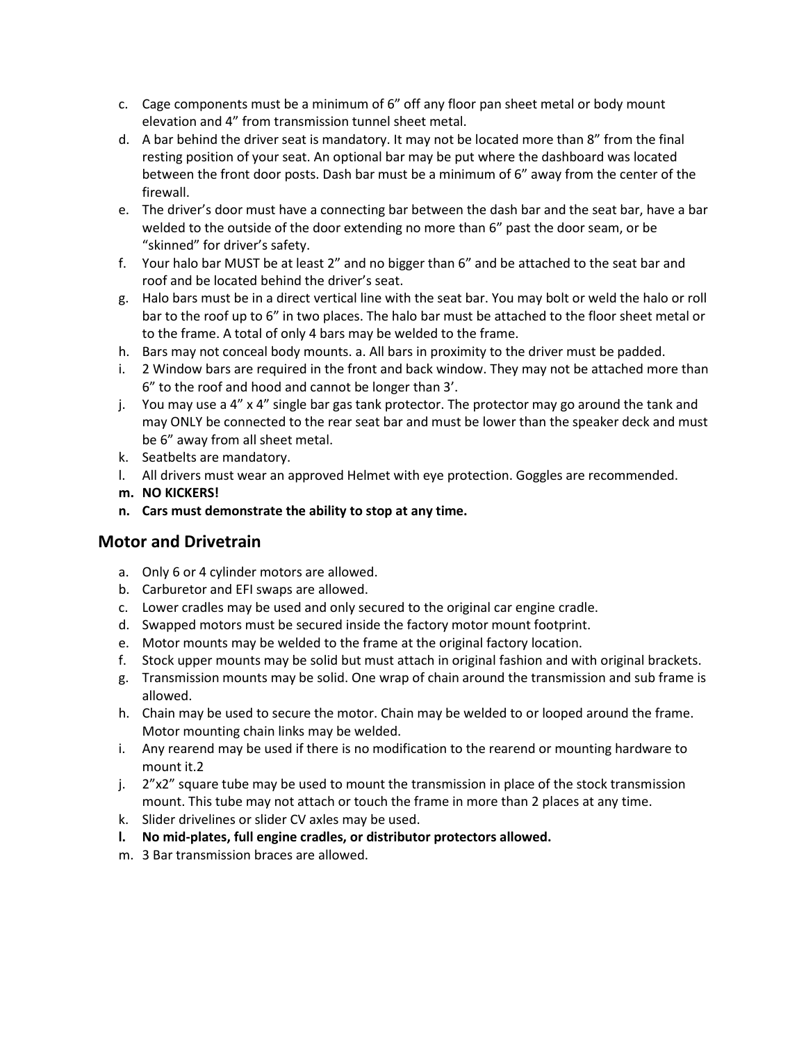c. Cage components must be a minimum of 6” off any floor pan sheet metal or body mount elevation and 4” from transmission tunnel sheet metal.
d. A bar behind the driver seat is mandatory. It may not be located more than 8” from the final resting position of your seat. An optional bar may be put where the dashboard was located between the front door posts. Dash bar must be a minimum of 6” away from the center of the firewall.
e. The driver’s door must have a connecting bar between the dash bar and the seat bar, have a bar welded to the outside of the door extending no more than 6” past the door seam, or be “skinned” for driver’s safety.
f. Your halo bar MUST be at least 2” and no bigger than 6” and be attached to the seat bar and roof and be located behind the driver’s seat.
g. Halo bars must be in a direct vertical line with the seat bar. You may bolt or weld the halo or roll bar to the roof up to 6” in two places. The halo bar must be attached to the floor sheet metal or to the frame. A total of only 4 bars may be welded to the frame.
h. Bars may not conceal body mounts. a. All bars in proximity to the driver must be padded.
i. 2 Window bars are required in the front and back window. They may not be attached more than 6” to the roof and hood and cannot be longer than 3’.
j. You may use a 4” x 4” single bar gas tank protector. The protector may go around the tank and may ONLY be connected to the rear seat bar and must be lower than the speaker deck and must be 6” away from all sheet metal.
k. Seatbelts are mandatory.
l. All drivers must wear an approved Helmet with eye protection. Goggles are recommended.
**m. NO KICKERS!**
**n. Cars must demonstrate the ability to stop at any time.**

## Motor and Drivetrain

a. Only 6 or 4 cylinder motors are allowed.
b. Carburetor and EFI swaps are allowed.
c. Lower cradles may be used and only secured to the original car engine cradle.
d. Swapped motors must be secured inside the factory motor mount footprint.
e. Motor mounts may be welded to the frame at the original factory location.
f. Stock upper mounts may be solid but must attach in original fashion and with original brackets.
g. Transmission mounts may be solid. One wrap of chain around the transmission and sub frame is allowed.
h. Chain may be used to secure the motor. Chain may be welded to or looped around the frame. Motor mounting chain links may be welded.
i. Any rearend may be used if there is no modification to the rearend or mounting hardware to mount it.2
j. 2”x2” square tube may be used to mount the transmission in place of the stock transmission mount. This tube may not attach or touch the frame in more than 2 places at any time.
k. Slider drivelines or slider CV axles may be used.
**l. No mid-plates, full engine cradles, or distributor protectors allowed.**
m. 3 Bar transmission braces are allowed.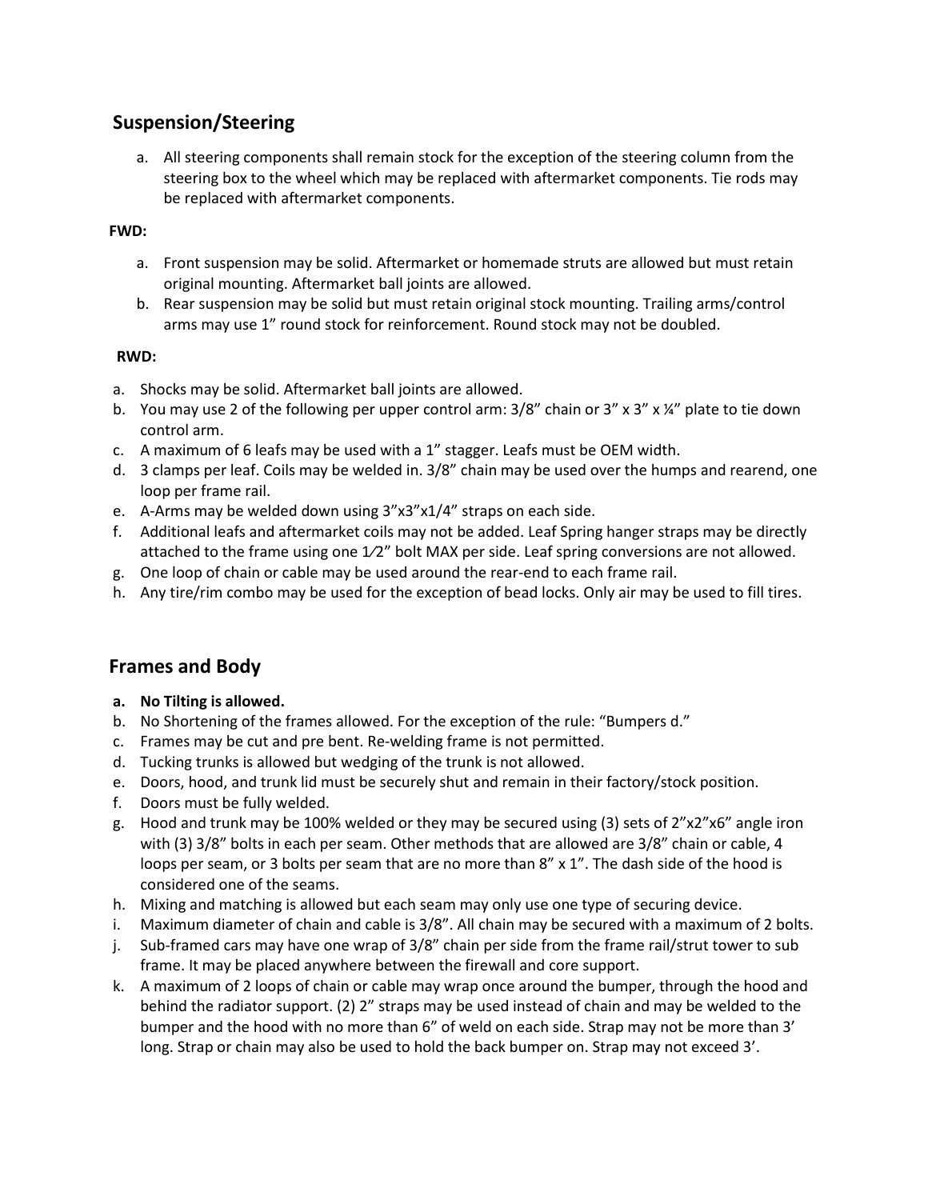## Suspension/Steering

a. All steering components shall remain stock for the exception of the steering column from the steering box to the wheel which may be replaced with aftermarket components. Tie rods may be replaced with aftermarket components.

**FWD:**

a. Front suspension may be solid. Aftermarket or homemade struts are allowed but must retain original mounting. Aftermarket ball joints are allowed.
b. Rear suspension may be solid but must retain original stock mounting. Trailing arms/control arms may use 1" round stock for reinforcement. Round stock may not be doubled.

**RWD:**

a. Shocks may be solid. Aftermarket ball joints are allowed.
b. You may use 2 of the following per upper control arm: 3/8" chain or 3" x 3" x ¼" plate to tie down control arm.
c. A maximum of 6 leafs may be used with a 1" stagger. Leafs must be OEM width.
d. 3 clamps per leaf. Coils may be welded in. 3/8" chain may be used over the humps and rearend, one loop per frame rail.
e. A-Arms may be welded down using 3"x3"x1/4" straps on each side.
f. Additional leafs and aftermarket coils may not be added. Leaf Spring hanger straps may be directly attached to the frame using one 1⁄2" bolt MAX per side. Leaf spring conversions are not allowed.
g. One loop of chain or cable may be used around the rear-end to each frame rail.
h. Any tire/rim combo may be used for the exception of bead locks. Only air may be used to fill tires.

## Frames and Body

a. **No Tilting is allowed.**
b. No Shortening of the frames allowed. For the exception of the rule: "Bumpers d."
c. Frames may be cut and pre bent. Re-welding frame is not permitted.
d. Tucking trunks is allowed but wedging of the trunk is not allowed.
e. Doors, hood, and trunk lid must be securely shut and remain in their factory/stock position.
f. Doors must be fully welded.
g. Hood and trunk may be 100% welded or they may be secured using (3) sets of 2"x2"x6" angle iron with (3) 3/8" bolts in each per seam. Other methods that are allowed are 3/8" chain or cable, 4 loops per seam, or 3 bolts per seam that are no more than 8" x 1". The dash side of the hood is considered one of the seams.
h. Mixing and matching is allowed but each seam may only use one type of securing device.
i. Maximum diameter of chain and cable is 3/8". All chain may be secured with a maximum of 2 bolts.
j. Sub-framed cars may have one wrap of 3/8" chain per side from the frame rail/strut tower to sub frame. It may be placed anywhere between the firewall and core support.
k. A maximum of 2 loops of chain or cable may wrap once around the bumper, through the hood and behind the radiator support. (2) 2" straps may be used instead of chain and may be welded to the bumper and the hood with no more than 6" of weld on each side. Strap may not be more than 3' long. Strap or chain may also be used to hold the back bumper on. Strap may not exceed 3'.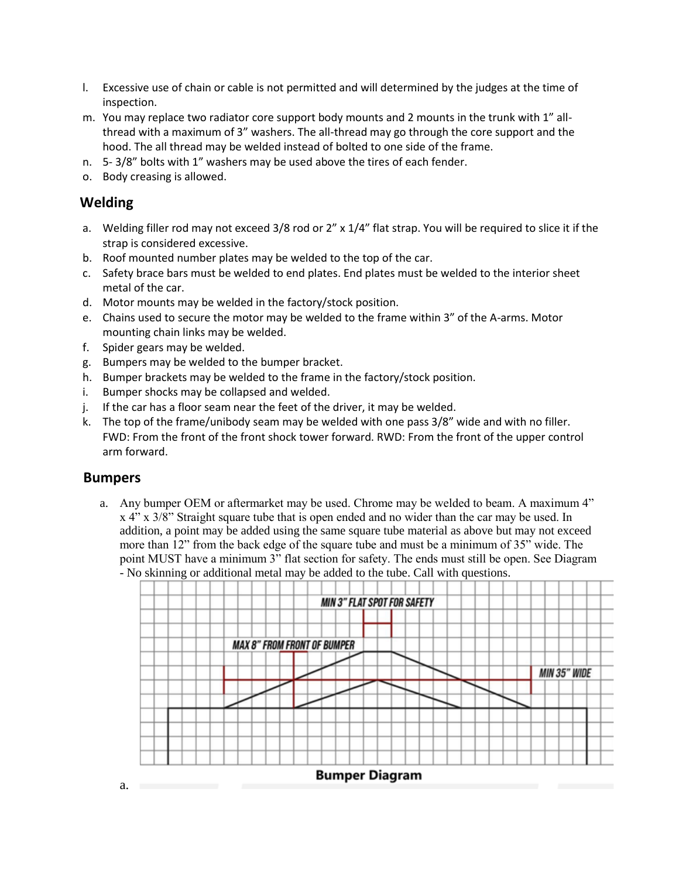l. Excessive use of chain or cable is not permitted and will determined by the judges at the time of inspection.
m. You may replace two radiator core support body mounts and 2 mounts in the trunk with 1" all-thread with a maximum of 3" washers. The all-thread may go through the core support and the hood. The all thread may be welded instead of bolted to one side of the frame.
n. 5- 3/8" bolts with 1" washers may be used above the tires of each fender.
o. Body creasing is allowed.

## Welding

a. Welding filler rod may not exceed 3/8 rod or 2" x 1/4" flat strap. You will be required to slice it if the strap is considered excessive.
b. Roof mounted number plates may be welded to the top of the car.
c. Safety brace bars must be welded to end plates. End plates must be welded to the interior sheet metal of the car.
d. Motor mounts may be welded in the factory/stock position.
e. Chains used to secure the motor may be welded to the frame within 3" of the A-arms. Motor mounting chain links may be welded.
f. Spider gears may be welded.
g. Bumpers may be welded to the bumper bracket.
h. Bumper brackets may be welded to the frame in the factory/stock position.
i. Bumper shocks may be collapsed and welded.
j. If the car has a floor seam near the feet of the driver, it may be welded.
k. The top of the frame/unibody seam may be welded with one pass 3/8" wide and with no filler. FWD: From the front of the front shock tower forward. RWD: From the front of the upper control arm forward.

## Bumpers

a. Any bumper OEM or aftermarket may be used. Chrome may be welded to beam. A maximum 4" x 4" x 3/8" Straight square tube that is open ended and no wider than the car may be used. In addition, a point may be added using the same square tube material as above but may not exceed more than 12" from the back edge of the square tube and must be a minimum of 35" wide. The point MUST have a minimum 3" flat section for safety. The ends must still be open. See Diagram - No skinning or additional metal may be added to the tube. Call with questions.

MIN 3" FLAT SPOT FOR SAFETY

MAX 8" FROM FRONT OF BUMPER

MIN 35" WIDE

**Bumper Diagram**

a.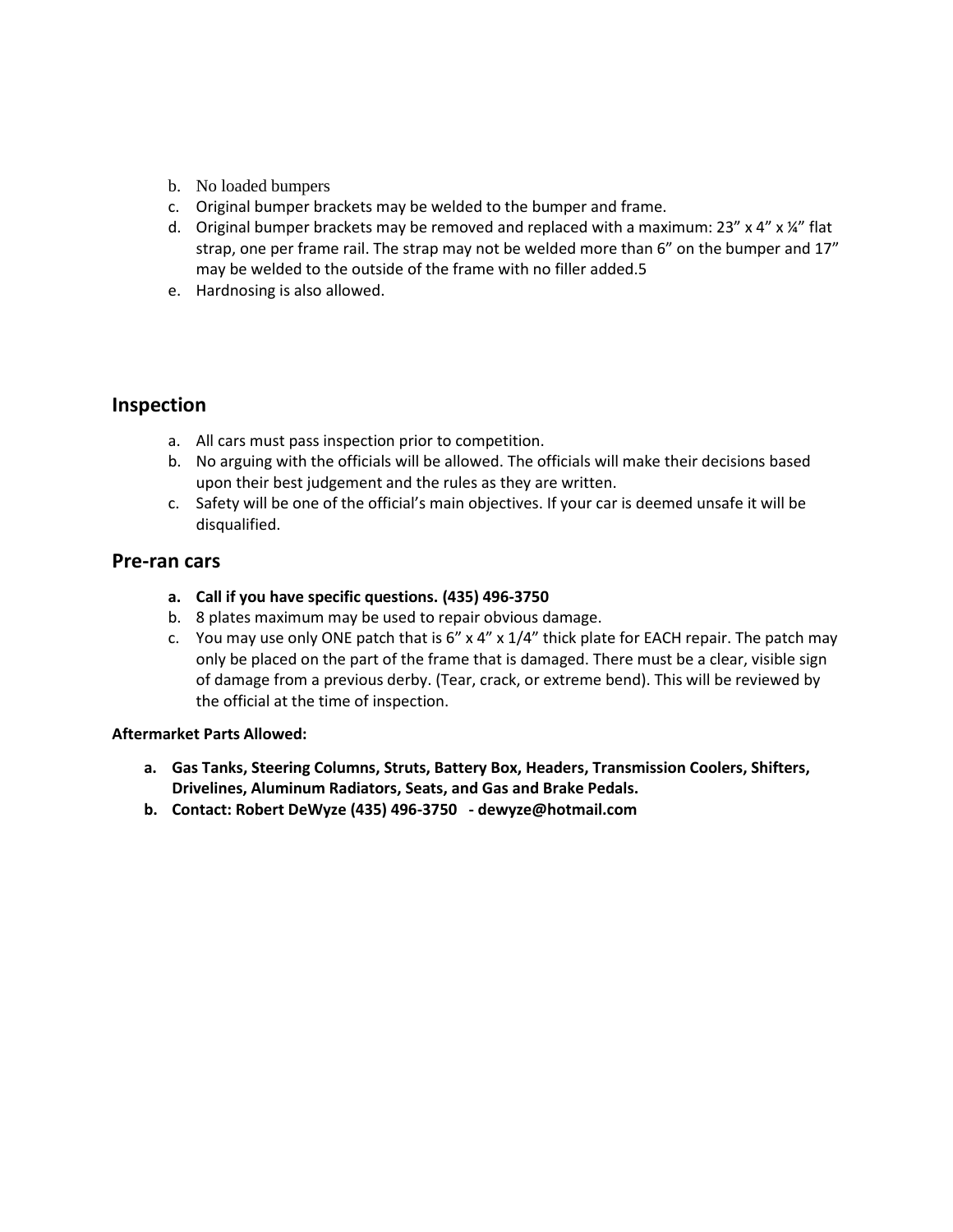b. No loaded bumpers
c. Original bumper brackets may be welded to the bumper and frame.
d. Original bumper brackets may be removed and replaced with a maximum: 23” x 4” x ¼” flat strap, one per frame rail. The strap may not be welded more than 6” on the bumper and 17” may be welded to the outside of the frame with no filler added.5
e. Hardnosing is also allowed.

## Inspection

a. All cars must pass inspection prior to competition.
b. No arguing with the officials will be allowed. The officials will make their decisions based upon their best judgement and the rules as they are written.
c. Safety will be one of the official’s main objectives. If your car is deemed unsafe it will be disqualified.

## Pre-ran cars

a. **Call if you have specific questions. (435) 496-3750**
b. 8 plates maximum may be used to repair obvious damage.
c. You may use only ONE patch that is 6” x 4” x 1/4” thick plate for EACH repair. The patch may only be placed on the part of the frame that is damaged. There must be a clear, visible sign of damage from a previous derby. (Tear, crack, or extreme bend). This will be reviewed by the official at the time of inspection.

**Aftermarket Parts Allowed:**

a. **Gas Tanks, Steering Columns, Struts, Battery Box, Headers, Transmission Coolers, Shifters, Drivelines, Aluminum Radiators, Seats, and Gas and Brake Pedals.**
b. **Contact: Robert DeWyze (435) 496-3750 - dewyze@hotmail.com**